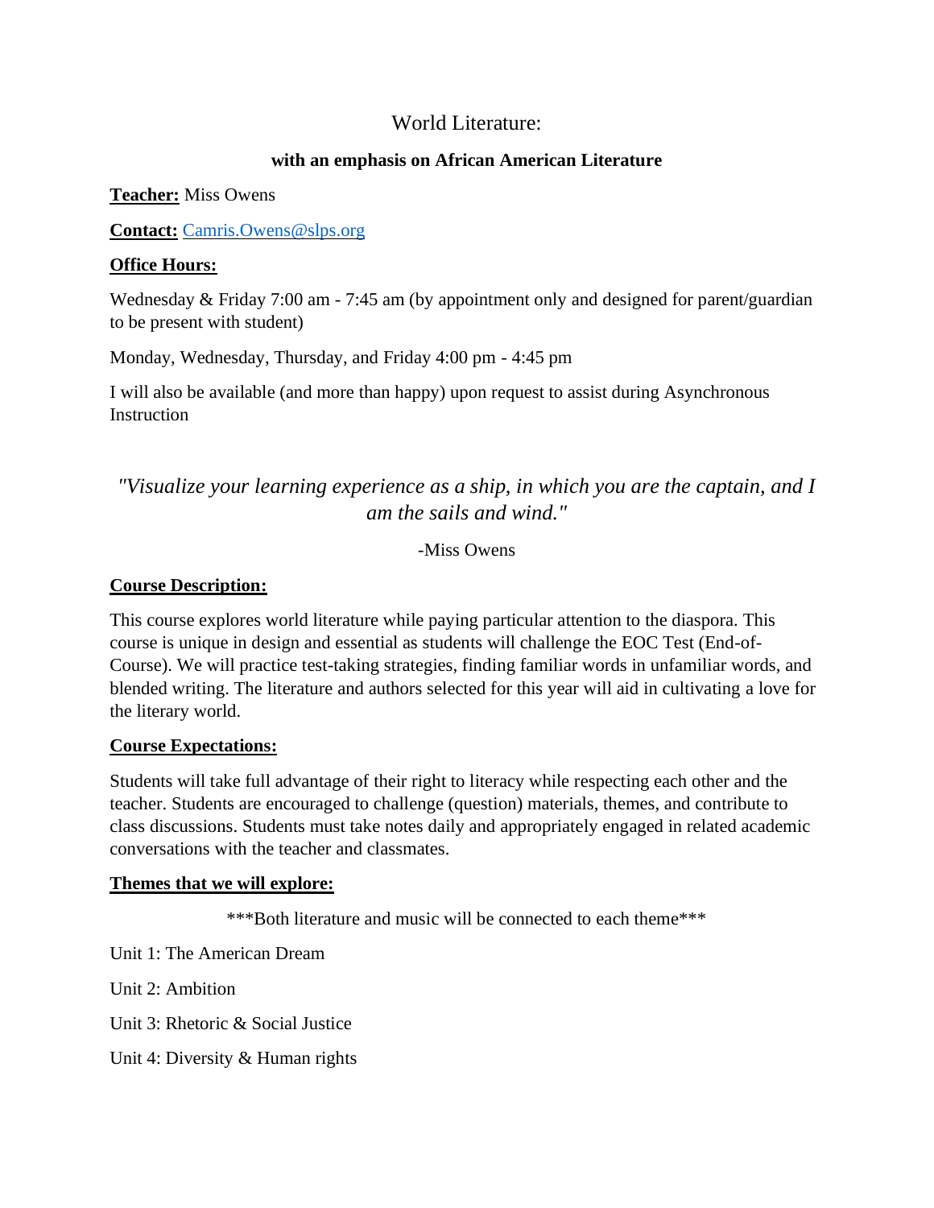# World Literature:

**with an emphasis on African American Literature**

**Teacher:** Miss Owens

**Contact:** Camris.Owens@slps.org

**Office Hours:**

Wednesday & Friday 7:00 am - 7:45 am (by appointment only and designed for parent/guardian to be present with student)

Monday, Wednesday, Thursday, and Friday 4:00 pm - 4:45 pm

I will also be available (and more than happy) upon request to assist during Asynchronous Instruction

*"Visualize your learning experience as a ship, in which you are the captain, and I am the sails and wind."*

-Miss Owens

**Course Description:**

This course explores world literature while paying particular attention to the diaspora. This course is unique in design and essential as students will challenge the EOC Test (End-of-Course). We will practice test-taking strategies, finding familiar words in unfamiliar words, and blended writing. The literature and authors selected for this year will aid in cultivating a love for the literary world.

**Course Expectations:**

Students will take full advantage of their right to literacy while respecting each other and the teacher. Students are encouraged to challenge (question) materials, themes, and contribute to class discussions. Students must take notes daily and appropriately engaged in related academic conversations with the teacher and classmates.

**Themes that we will explore:**

***Both literature and music will be connected to each theme***

Unit 1: The American Dream

Unit 2: Ambition

Unit 3: Rhetoric & Social Justice

Unit 4: Diversity & Human rights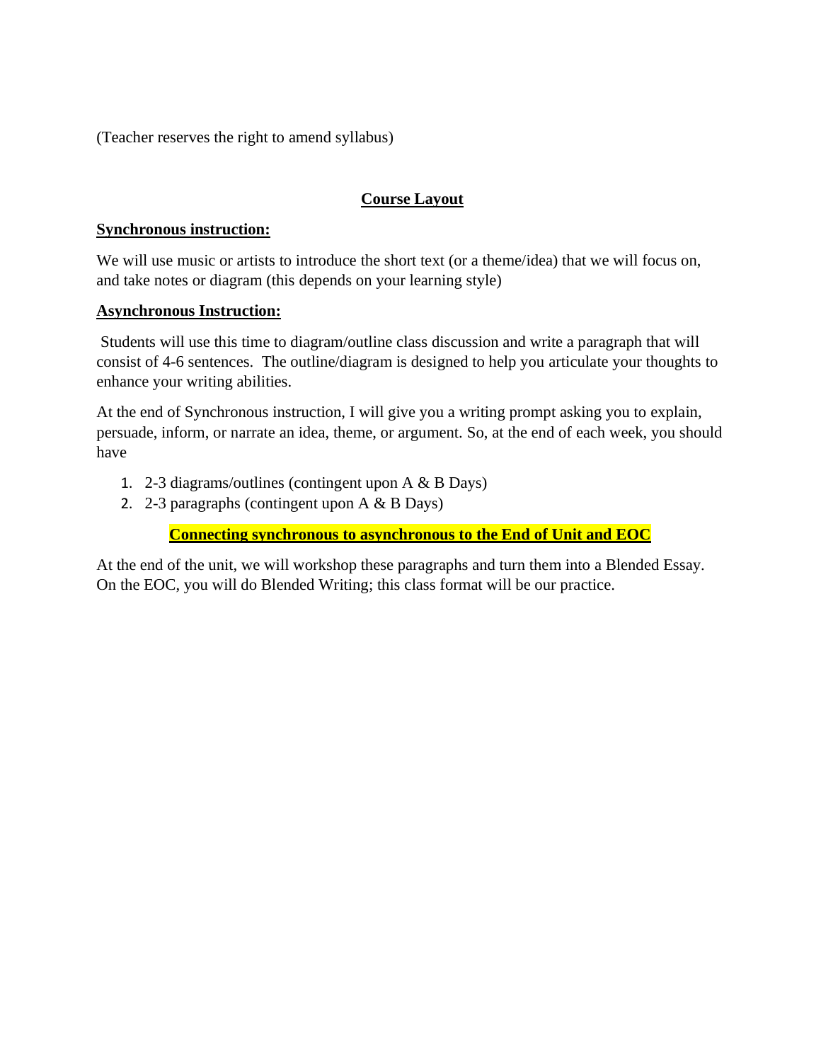(Teacher reserves the right to amend syllabus)

## Course Layout

**Synchronous instruction:**

We will use music or artists to introduce the short text (or a theme/idea) that we will focus on, and take notes or diagram (this depends on your learning style)

**Asynchronous Instruction:**

Students will use this time to diagram/outline class discussion and write a paragraph that will consist of 4-6 sentences. The outline/diagram is designed to help you articulate your thoughts to enhance your writing abilities.

At the end of Synchronous instruction, I will give you a writing prompt asking you to explain, persuade, inform, or narrate an idea, theme, or argument. So, at the end of each week, you should have

1. 2-3 diagrams/outlines (contingent upon A & B Days)
2. 2-3 paragraphs (contingent upon A & B Days)

**Connecting synchronous to asynchronous to the End of Unit and EOC**

At the end of the unit, we will workshop these paragraphs and turn them into a Blended Essay. On the EOC, you will do Blended Writing; this class format will be our practice.